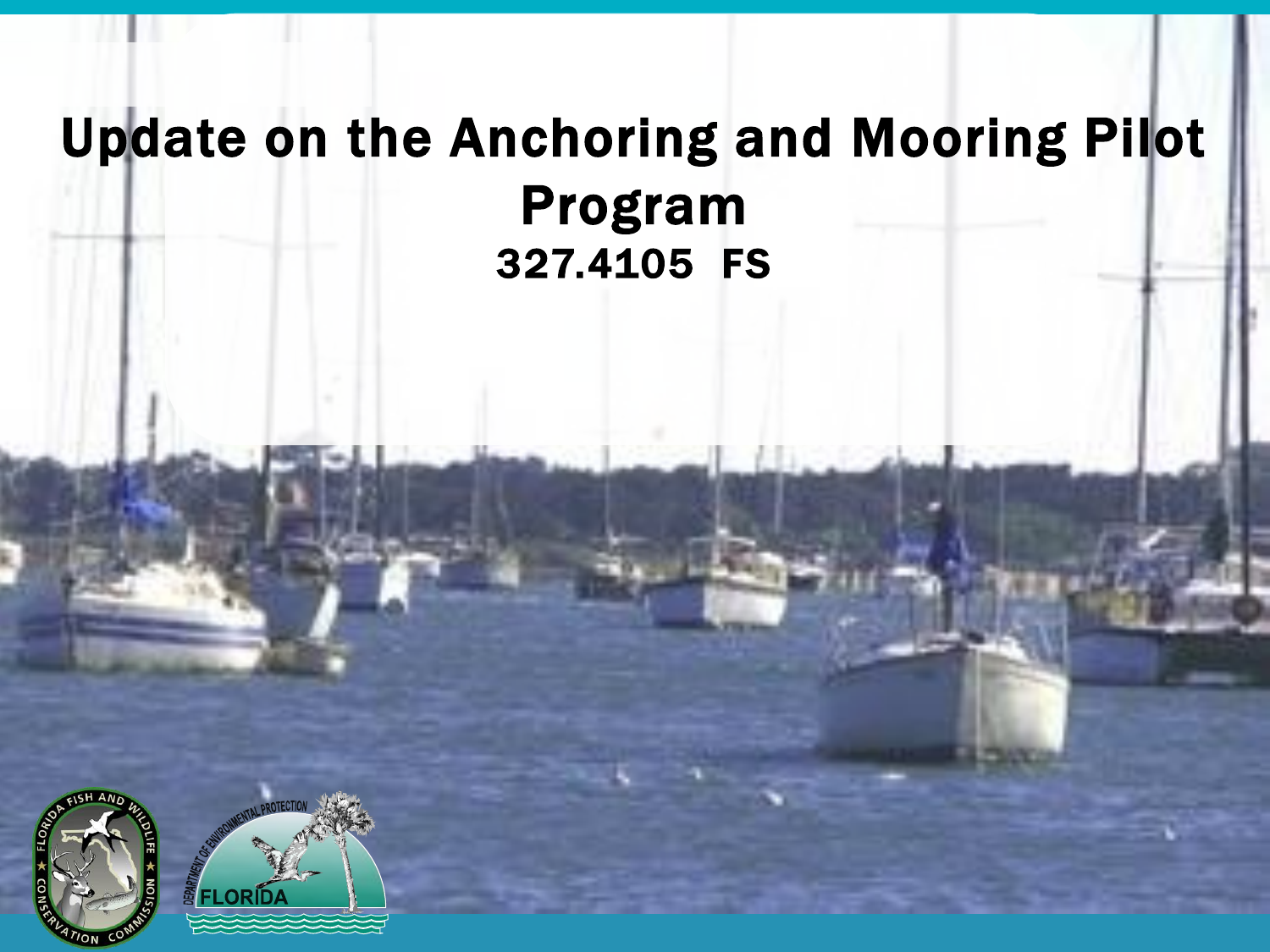# Update on the Anchoring and Mooring Pilot Program

## 327.4105 FS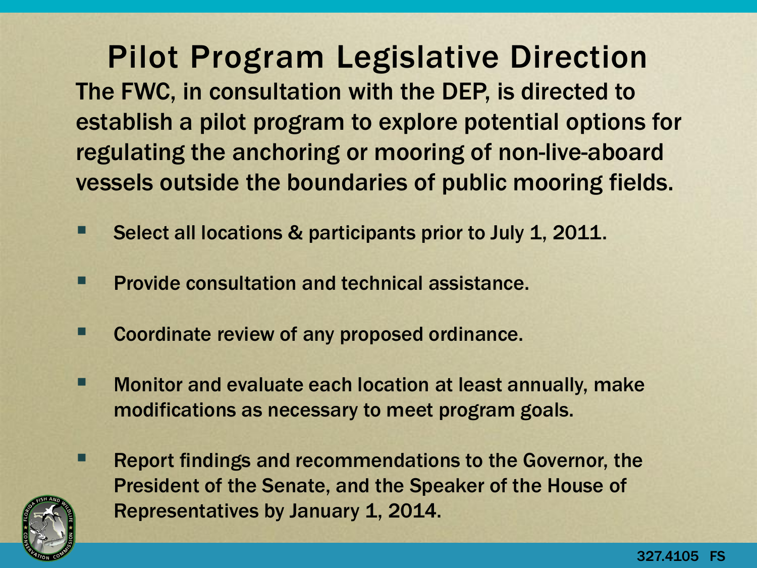# Pilot Program Legislative Direction

**The FWC, in consultation with the DEP, is directed to establish a pilot program to explore potential options for regulating the anchoring or mooring of non-live-aboard vessels outside the boundaries of public mooring fields.**

- Select all locations & participants prior to July 1, 2011.
- Provide consultation and technical assistance.
- Coordinate review of any proposed ordinance.
- Monitor and evaluate each location at least annually, make modifications as necessary to meet program goals.
- Report findings and recommendations to the Governor, the President of the Senate, and the Speaker of the House of Representatives by January 1, 2014.

327.4105 FS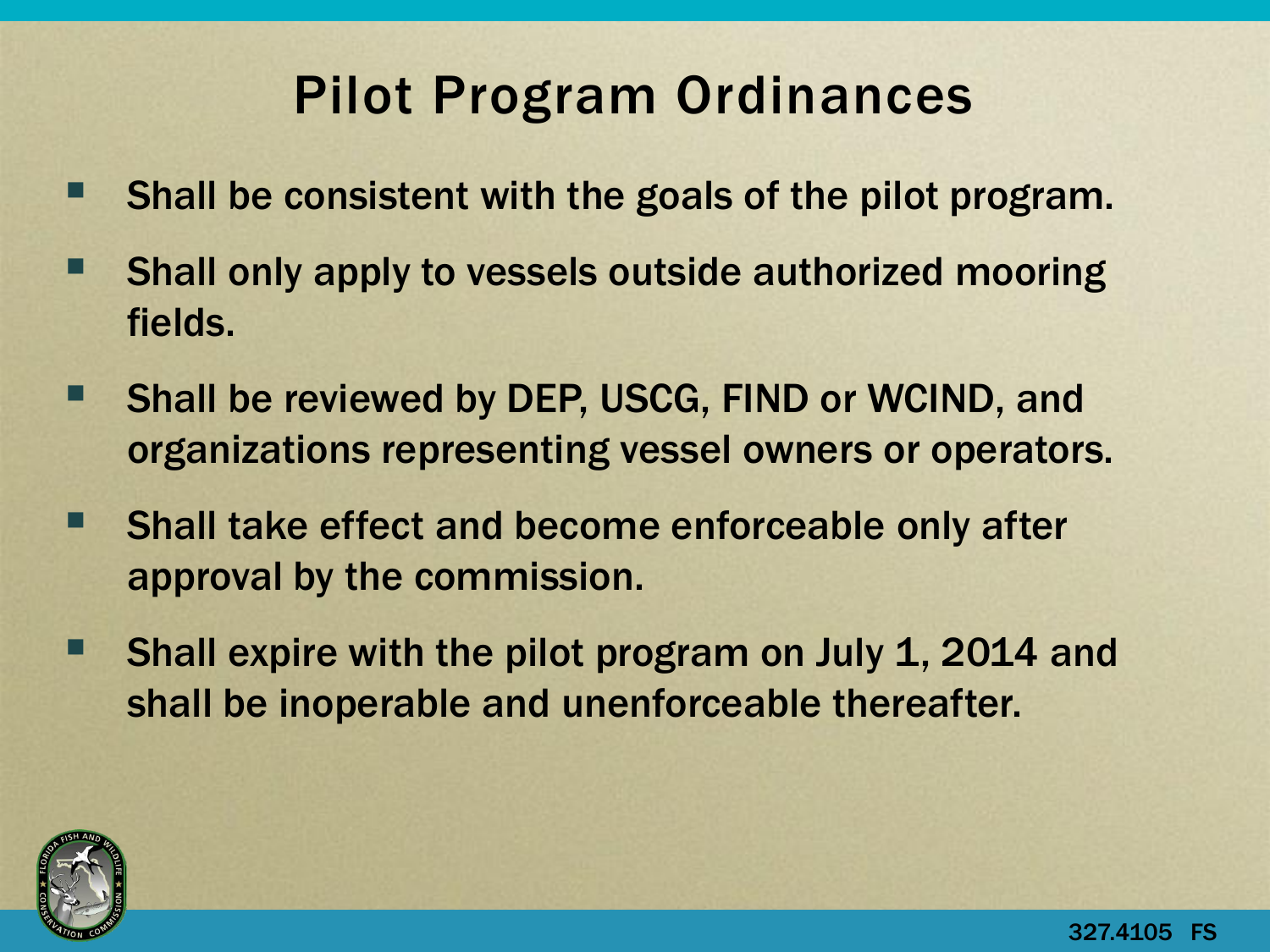# Pilot Program Ordinances

- Shall be consistent with the goals of the pilot program.
- Shall only apply to vessels outside authorized mooring fields.
- Shall be reviewed by DEP, USCG, FIND or WCIND, and organizations representing vessel owners or operators.
- Shall take effect and become enforceable only after approval by the commission.
- Shall expire with the pilot program on July 1, 2014 and shall be inoperable and unenforceable thereafter.

327.4105 FS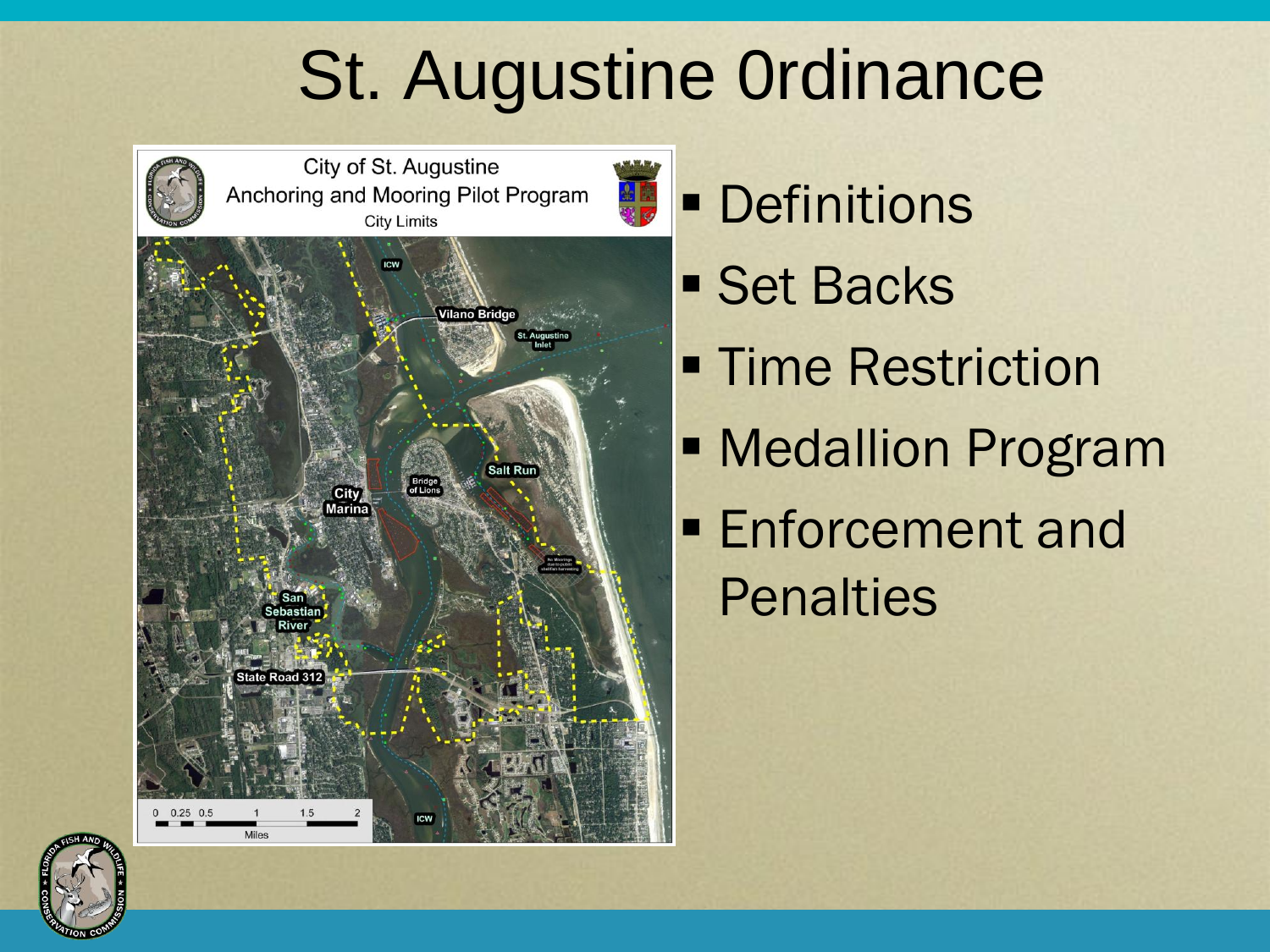# St. Augustine Ordinance

- Definitions
- Set Backs
- Time Restriction
- Medallion Program
- Enforcement and Penalties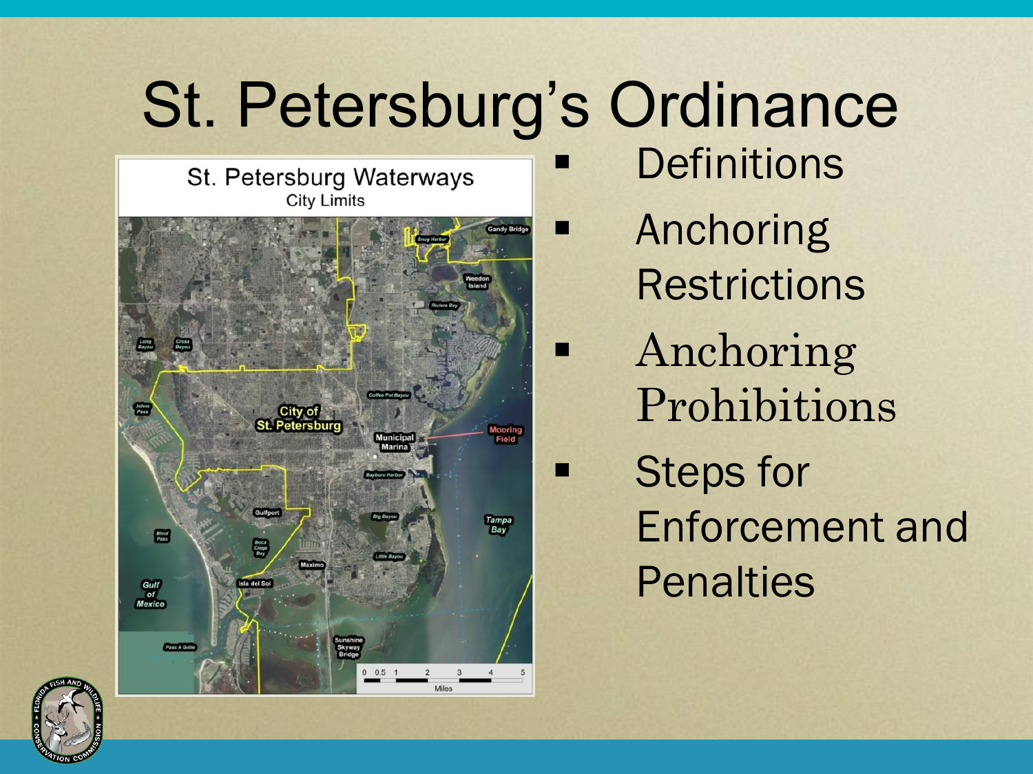# St. Petersburg's Ordinance

- Definitions
- Anchoring Restrictions
- Anchoring Prohibitions
- Steps for Enforcement and Penalties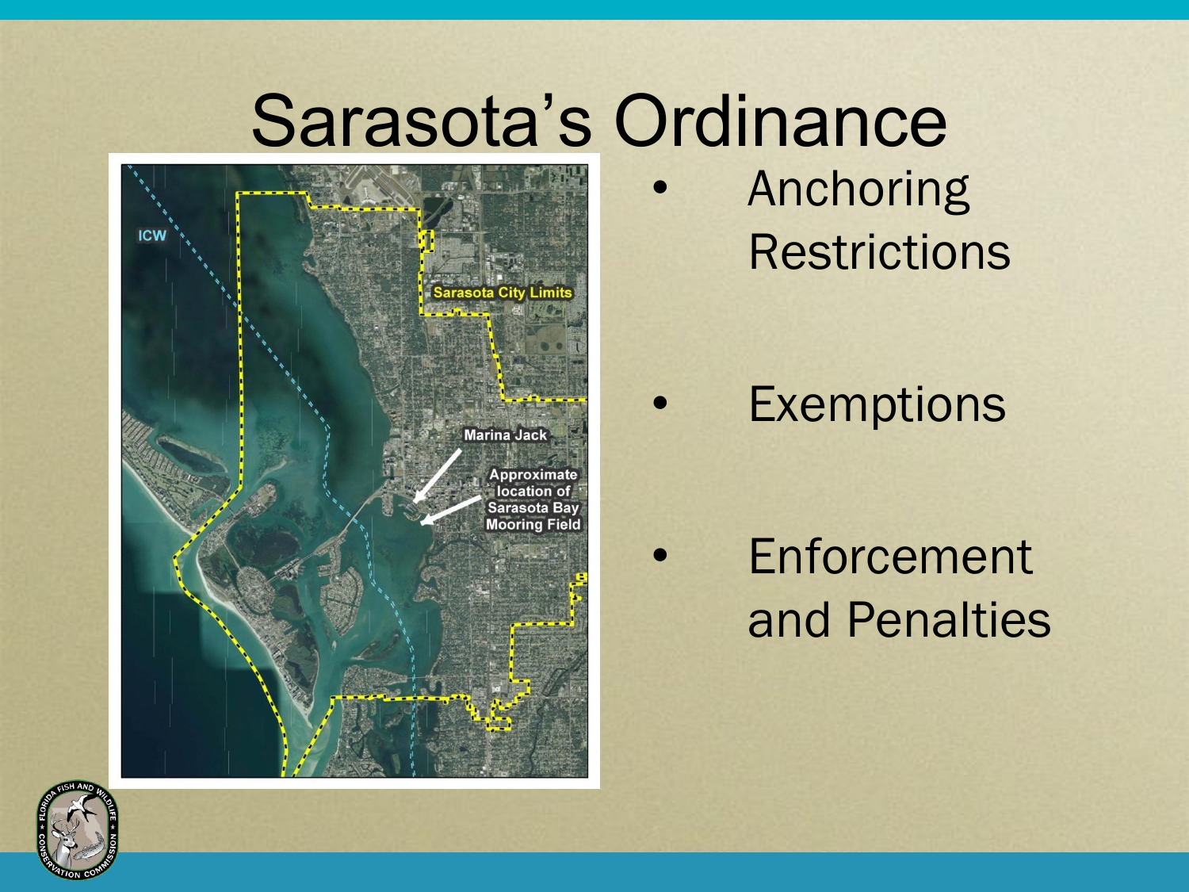# Sarasota's Ordinance

- Anchoring Restrictions
- Exemptions
- Enforcement and Penalties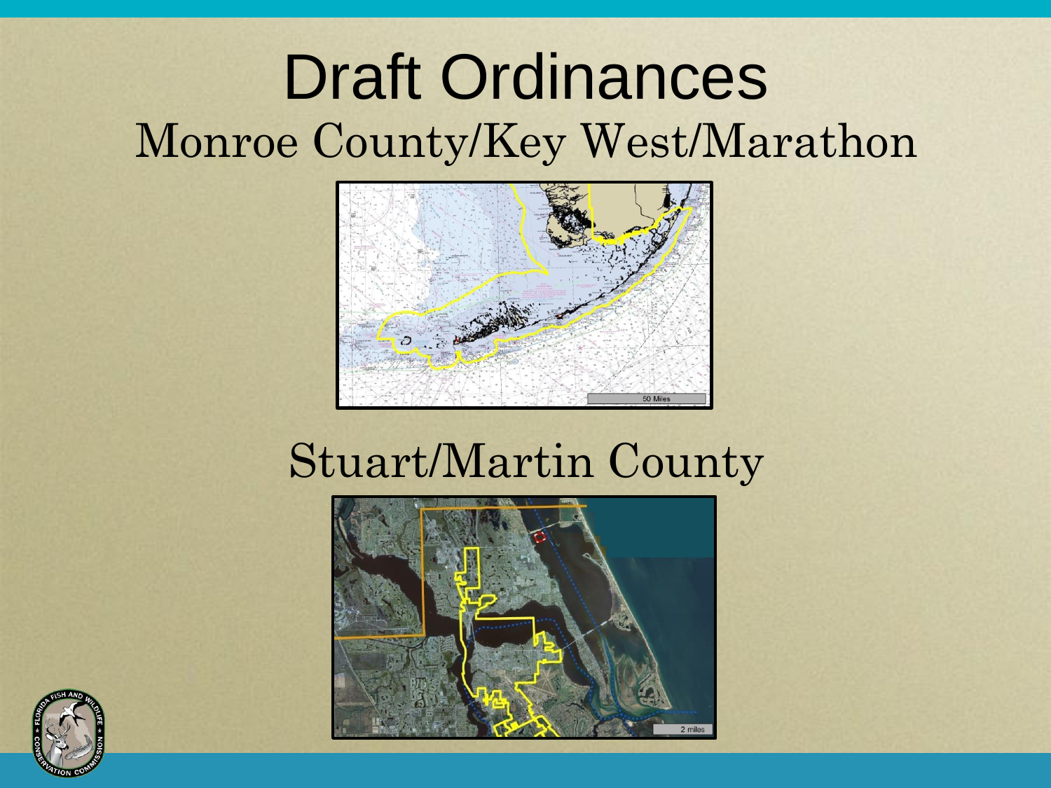# Draft Ordinances

## Monroe County/Key West/Marathon

## Stuart/Martin County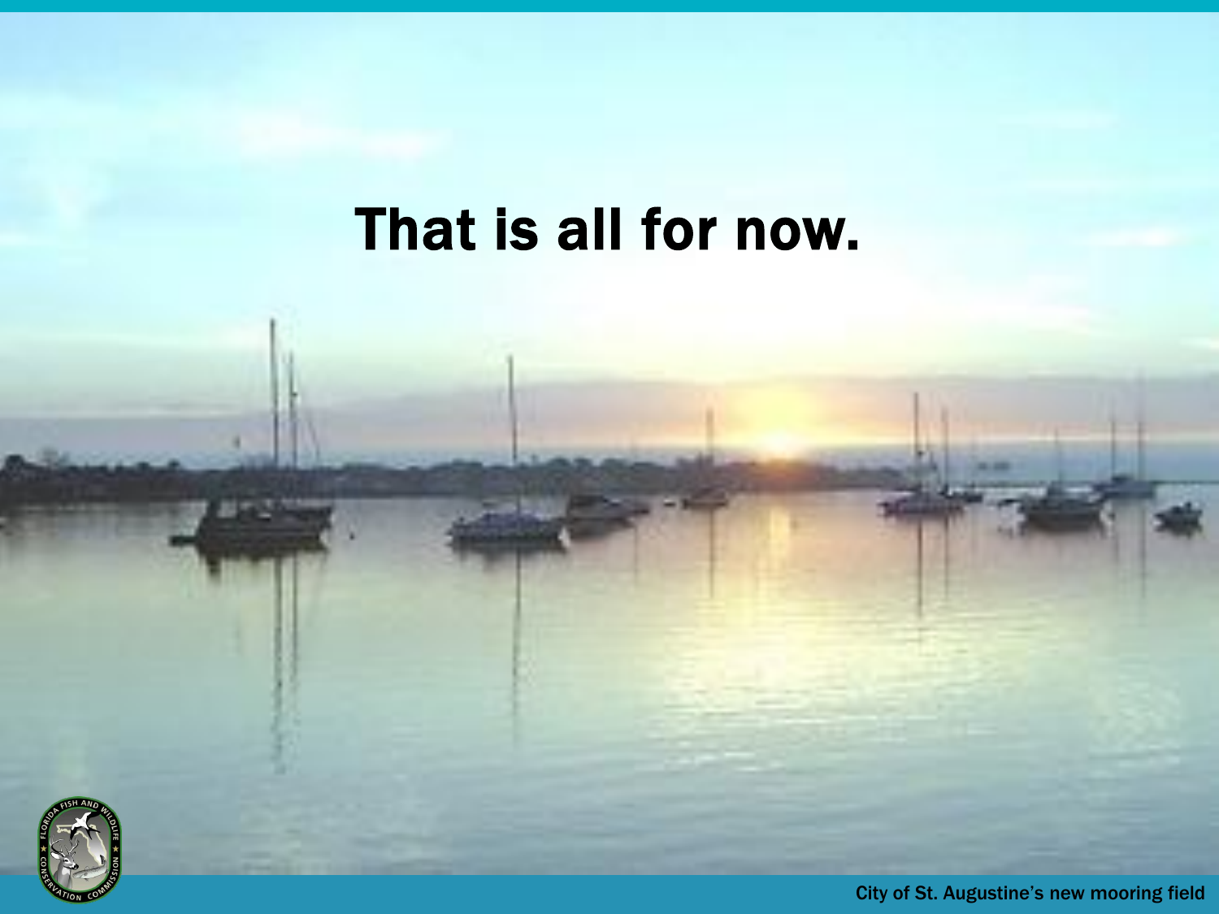# That is all for now.

City of St. Augustine's new mooring field